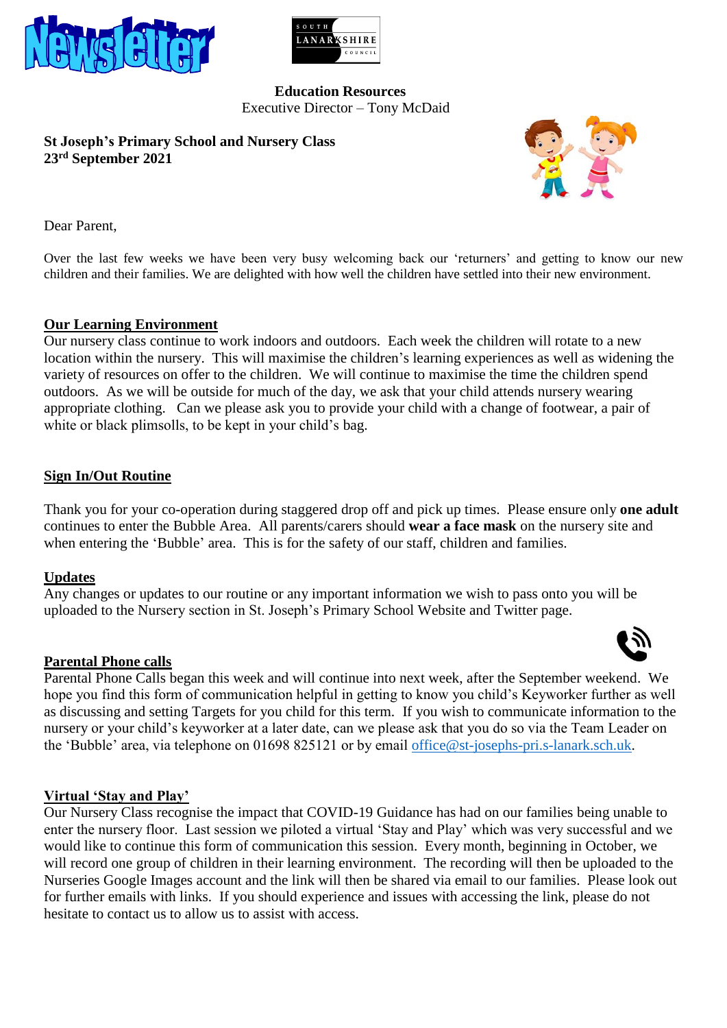# Newsletter

SOUTH LANARKSHIRE COUNCIL

**Education Resources**
Executive Director – Tony McDaid

**St Joseph's Primary School and Nursery Class**
**23rd September 2021**

Dear Parent,

Over the last few weeks we have been very busy welcoming back our 'returners' and getting to know our new children and their families. We are delighted with how well the children have settled into their new environment.

## Our Learning Environment

Our nursery class continue to work indoors and outdoors. Each week the children will rotate to a new location within the nursery. This will maximise the children's learning experiences as well as widening the variety of resources on offer to the children. We will continue to maximise the time the children spend outdoors. As we will be outside for much of the day, we ask that your child attends nursery wearing appropriate clothing. Can we please ask you to provide your child with a change of footwear, a pair of white or black plimsolls, to be kept in your child's bag.

## Sign In/Out Routine

Thank you for your co-operation during staggered drop off and pick up times. Please ensure only **one adult** continues to enter the Bubble Area. All parents/carers should **wear a face mask** on the nursery site and when entering the 'Bubble' area. This is for the safety of our staff, children and families.

## Updates

Any changes or updates to our routine or any important information we wish to pass onto you will be uploaded to the Nursery section in St. Joseph's Primary School Website and Twitter page.

## Parental Phone calls

Parental Phone Calls began this week and will continue into next week, after the September weekend. We hope you find this form of communication helpful in getting to know you child's Keyworker further as well as discussing and setting Targets for you child for this term. If you wish to communicate information to the nursery or your child's keyworker at a later date, can we please ask that you do so via the Team Leader on the 'Bubble' area, via telephone on 01698 825121 or by email office@st-josephs-pri.s-lanark.sch.uk.

## Virtual 'Stay and Play'

Our Nursery Class recognise the impact that COVID-19 Guidance has had on our families being unable to enter the nursery floor. Last session we piloted a virtual 'Stay and Play' which was very successful and we would like to continue this form of communication this session. Every month, beginning in October, we will record one group of children in their learning environment. The recording will then be uploaded to the Nurseries Google Images account and the link will then be shared via email to our families. Please look out for further emails with links. If you should experience and issues with accessing the link, please do not hesitate to contact us to allow us to assist with access.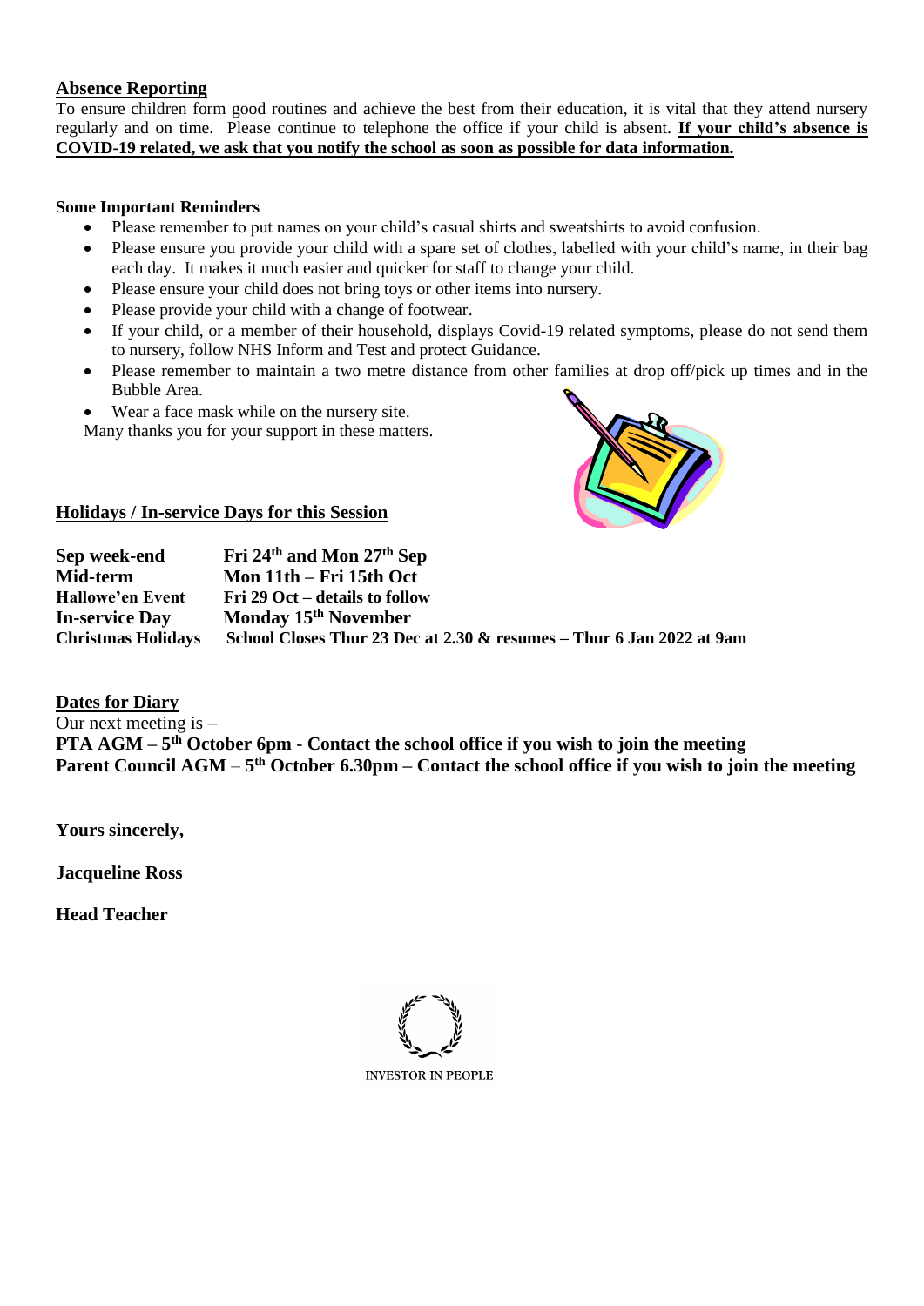## Absence Reporting

To ensure children form good routines and achieve the best from their education, it is vital that they attend nursery regularly and on time. Please continue to telephone the office if your child is absent. **If your child's absence is COVID-19 related, we ask that you notify the school as soon as possible for data information.**

**Some Important Reminders**

- Please remember to put names on your child's casual shirts and sweatshirts to avoid confusion.
- Please ensure you provide your child with a spare set of clothes, labelled with your child's name, in their bag each day. It makes it much easier and quicker for staff to change your child.
- Please ensure your child does not bring toys or other items into nursery.
- Please provide your child with a change of footwear.
- If your child, or a member of their household, displays Covid-19 related symptoms, please do not send them to nursery, follow NHS Inform and Test and protect Guidance.
- Please remember to maintain a two metre distance from other families at drop off/pick up times and in the Bubble Area.
- Wear a face mask while on the nursery site.

Many thanks you for your support in these matters.

## Holidays / In-service Days for this Session

| | |
|---|---|
| **Sep week-end** | **Fri 24th and Mon 27th Sep** |
| **Mid-term** | **Mon 11th – Fri 15th Oct** |
| **Hallowe'en Event** | **Fri 29 Oct – details to follow** |
| **In-service Day** | **Monday 15th November** |
| **Christmas Holidays** | **School Closes Thur 23 Dec at 2.30 & resumes – Thur 6 Jan 2022 at 9am** |

## Dates for Diary

Our next meeting is –

**PTA AGM – 5th October 6pm - Contact the school office if you wish to join the meeting**

**Parent Council AGM – 5th October 6.30pm – Contact the school office if you wish to join the meeting**

**Yours sincerely,**

**Jacqueline Ross**

**Head Teacher**

INVESTOR IN PEOPLE